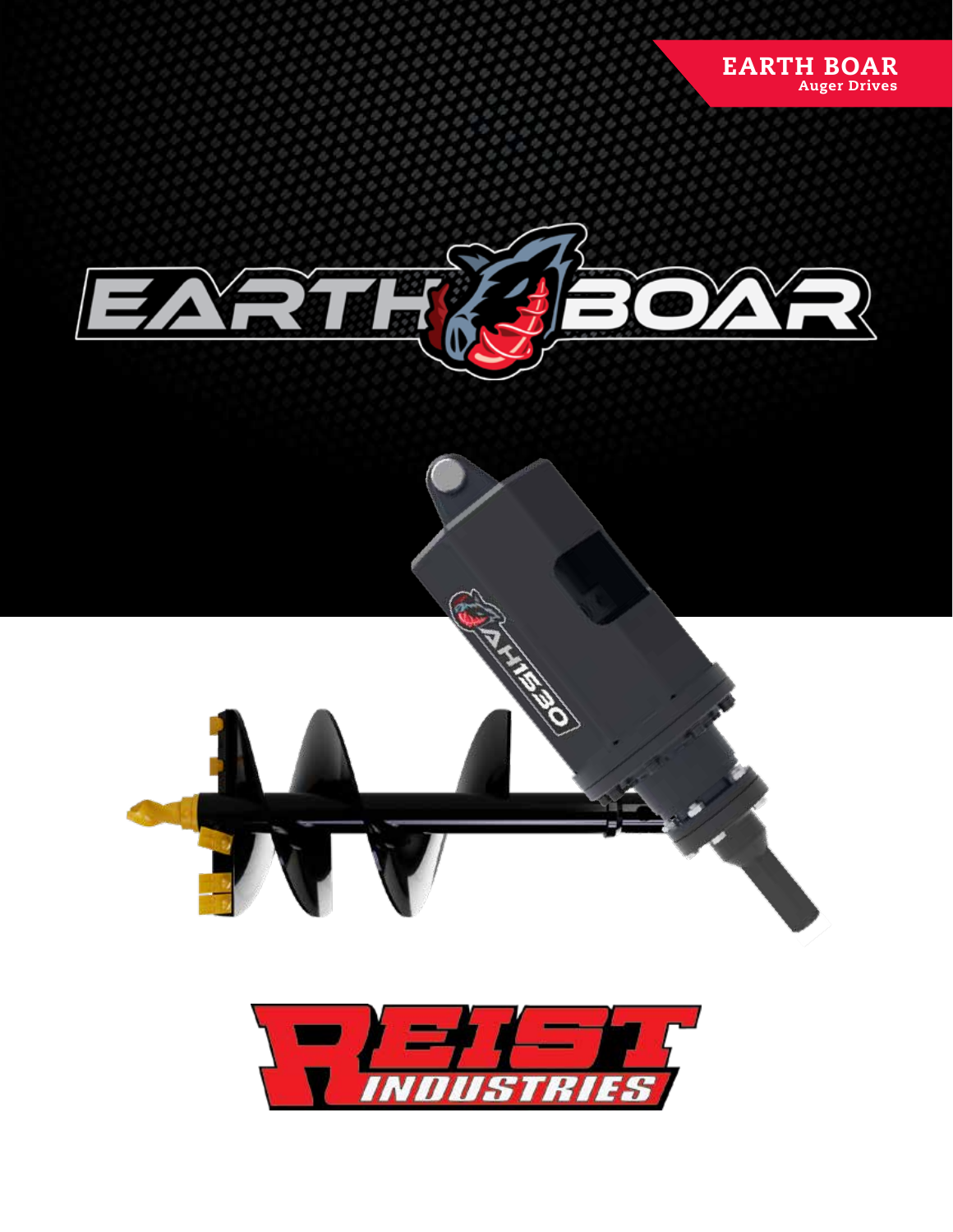**EARTH BOAR**
**Auger Drives**

# EARTH BOAR

AH1530

REIST INDUSTRIES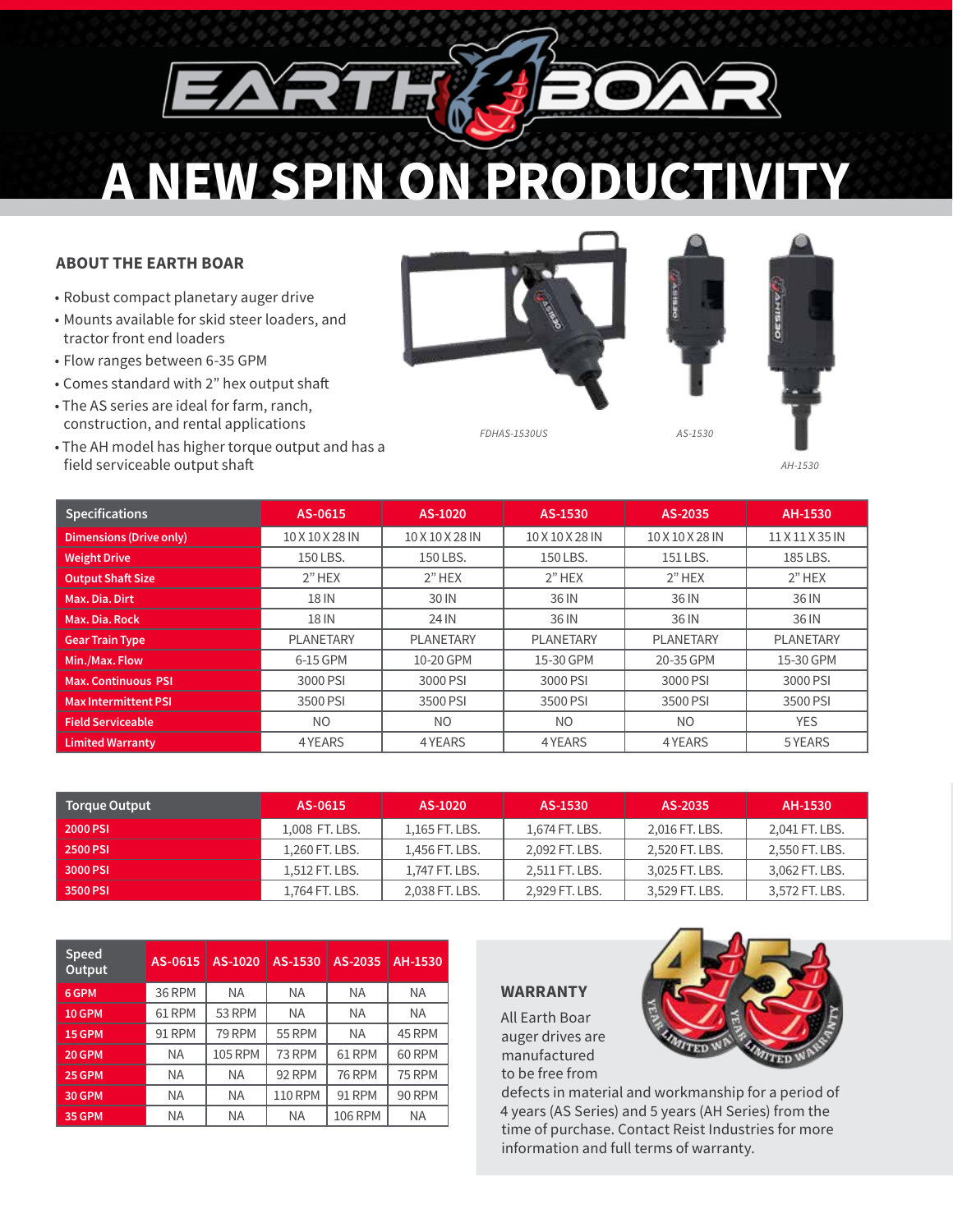# EARTH BOAR

# A NEW SPIN ON PRODUCTIVITY

## ABOUT THE EARTH BOAR

- Robust compact planetary auger drive
- Mounts available for skid steer loaders, and tractor front end loaders
- Flow ranges between 6-35 GPM
- Comes standard with 2" hex output shaft
- The AS series are ideal for farm, ranch, construction, and rental applications
- The AH model has higher torque output and has a field serviceable output shaft

*FDHAS-1530US*

*AS-1530*

*AH-1530*

| Specifications | AS-0615 | AS-1020 | AS-1530 | AS-2035 | AH-1530 |
|---|---|---|---|---|---|
| Dimensions (Drive only) | 10 X 10 X 28 IN | 10 X 10 X 28 IN | 10 X 10 X 28 IN | 10 X 10 X 28 IN | 11 X 11 X 35 IN |
| Weight Drive | 150 LBS. | 150 LBS. | 150 LBS. | 151 LBS. | 185 LBS. |
| Output Shaft Size | 2" HEX | 2" HEX | 2" HEX | 2" HEX | 2" HEX |
| Max. Dia. Dirt | 18 IN | 30 IN | 36 IN | 36 IN | 36 IN |
| Max. Dia. Rock | 18 IN | 24 IN | 36 IN | 36 IN | 36 IN |
| Gear Train Type | PLANETARY | PLANETARY | PLANETARY | PLANETARY | PLANETARY |
| Min./Max. Flow | 6-15 GPM | 10-20 GPM | 15-30 GPM | 20-35 GPM | 15-30 GPM |
| Max. Continuous PSI | 3000 PSI | 3000 PSI | 3000 PSI | 3000 PSI | 3000 PSI |
| Max Intermittent PSI | 3500 PSI | 3500 PSI | 3500 PSI | 3500 PSI | 3500 PSI |
| Field Serviceable | NO | NO | NO | NO | YES |
| Limited Warranty | 4 YEARS | 4 YEARS | 4 YEARS | 4 YEARS | 5 YEARS |

| Torque Output | AS-0615 | AS-1020 | AS-1530 | AS-2035 | AH-1530 |
|---|---|---|---|---|---|
| 2000 PSI | 1,008 FT. LBS. | 1,165 FT. LBS. | 1,674 FT. LBS. | 2,016 FT. LBS. | 2,041 FT. LBS. |
| 2500 PSI | 1,260 FT. LBS. | 1,456 FT. LBS. | 2,092 FT. LBS. | 2,520 FT. LBS. | 2,550 FT. LBS. |
| 3000 PSI | 1,512 FT. LBS. | 1,747 FT. LBS. | 2,511 FT. LBS. | 3,025 FT. LBS. | 3,062 FT. LBS. |
| 3500 PSI | 1,764 FT. LBS. | 2,038 FT. LBS. | 2,929 FT. LBS. | 3,529 FT. LBS. | 3,572 FT. LBS. |

| Speed Output | AS-0615 | AS-1020 | AS-1530 | AS-2035 | AH-1530 |
|---|---|---|---|---|---|
| 6 GPM | 36 RPM | NA | NA | NA | NA |
| 10 GPM | 61 RPM | 53 RPM | NA | NA | NA |
| 15 GPM | 91 RPM | 79 RPM | 55 RPM | NA | 45 RPM |
| 20 GPM | NA | 105 RPM | 73 RPM | 61 RPM | 60 RPM |
| 25 GPM | NA | NA | 92 RPM | 76 RPM | 75 RPM |
| 30 GPM | NA | NA | 110 RPM | 91 RPM | 90 RPM |
| 35 GPM | NA | NA | NA | 106 RPM | NA |

## WARRANTY

4 YEAR LIMITED WARRANTY | 5 YEAR LIMITED WARRANTY

All Earth Boar auger drives are manufactured to be free from defects in material and workmanship for a period of 4 years (AS Series) and 5 years (AH Series) from the time of purchase. Contact Reist Industries for more information and full terms of warranty.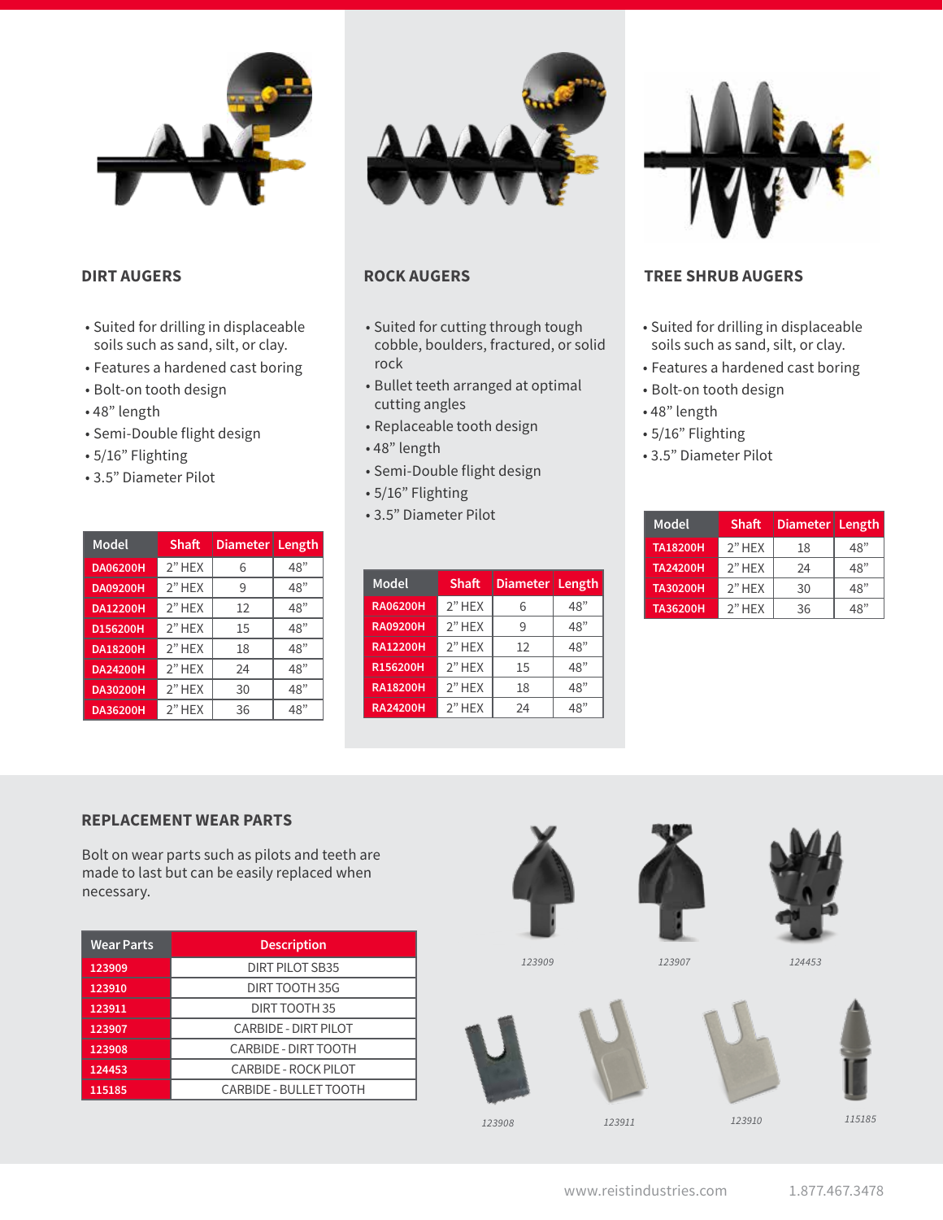## DIRT AUGERS

- Suited for drilling in displaceable soils such as sand, silt, or clay.
- Features a hardened cast boring
- Bolt-on tooth design
- 48" length
- Semi-Double flight design
- 5/16" Flighting
- 3.5" Diameter Pilot

| Model | Shaft | Diameter | Length |
|---|---|---|---|
| DA06200H | 2" HEX | 6 | 48" |
| DA09200H | 2" HEX | 9 | 48" |
| DA12200H | 2" HEX | 12 | 48" |
| D156200H | 2" HEX | 15 | 48" |
| DA18200H | 2" HEX | 18 | 48" |
| DA24200H | 2" HEX | 24 | 48" |
| DA30200H | 2" HEX | 30 | 48" |
| DA36200H | 2" HEX | 36 | 48" |

## ROCK AUGERS

- Suited for cutting through tough cobble, boulders, fractured, or solid rock
- Bullet teeth arranged at optimal cutting angles
- Replaceable tooth design
- 48" length
- Semi-Double flight design
- 5/16" Flighting
- 3.5" Diameter Pilot

| Model | Shaft | Diameter | Length |
|---|---|---|---|
| RA06200H | 2" HEX | 6 | 48" |
| RA09200H | 2" HEX | 9 | 48" |
| RA12200H | 2" HEX | 12 | 48" |
| R156200H | 2" HEX | 15 | 48" |
| RA18200H | 2" HEX | 18 | 48" |
| RA24200H | 2" HEX | 24 | 48" |

## TREE SHRUB AUGERS

- Suited for drilling in displaceable soils such as sand, silt, or clay.
- Features a hardened cast boring
- Bolt-on tooth design
- 48" length
- 5/16" Flighting
- 3.5" Diameter Pilot

| Model | Shaft | Diameter | Length |
|---|---|---|---|
| TA18200H | 2" HEX | 18 | 48" |
| TA24200H | 2" HEX | 24 | 48" |
| TA30200H | 2" HEX | 30 | 48" |
| TA36200H | 2" HEX | 36 | 48" |

## REPLACEMENT WEAR PARTS

Bolt on wear parts such as pilots and teeth are made to last but can be easily replaced when necessary.

| Wear Parts | Description |
|---|---|
| 123909 | DIRT PILOT SB35 |
| 123910 | DIRT TOOTH 35G |
| 123911 | DIRT TOOTH 35 |
| 123907 | CARBIDE - DIRT PILOT |
| 123908 | CARBIDE - DIRT TOOTH |
| 124453 | CARBIDE - ROCK PILOT |
| 115185 | CARBIDE - BULLET TOOTH |

123909

123907

124453

123908

123911

123910

115185

www.reistindustries.com 1.877.467.3478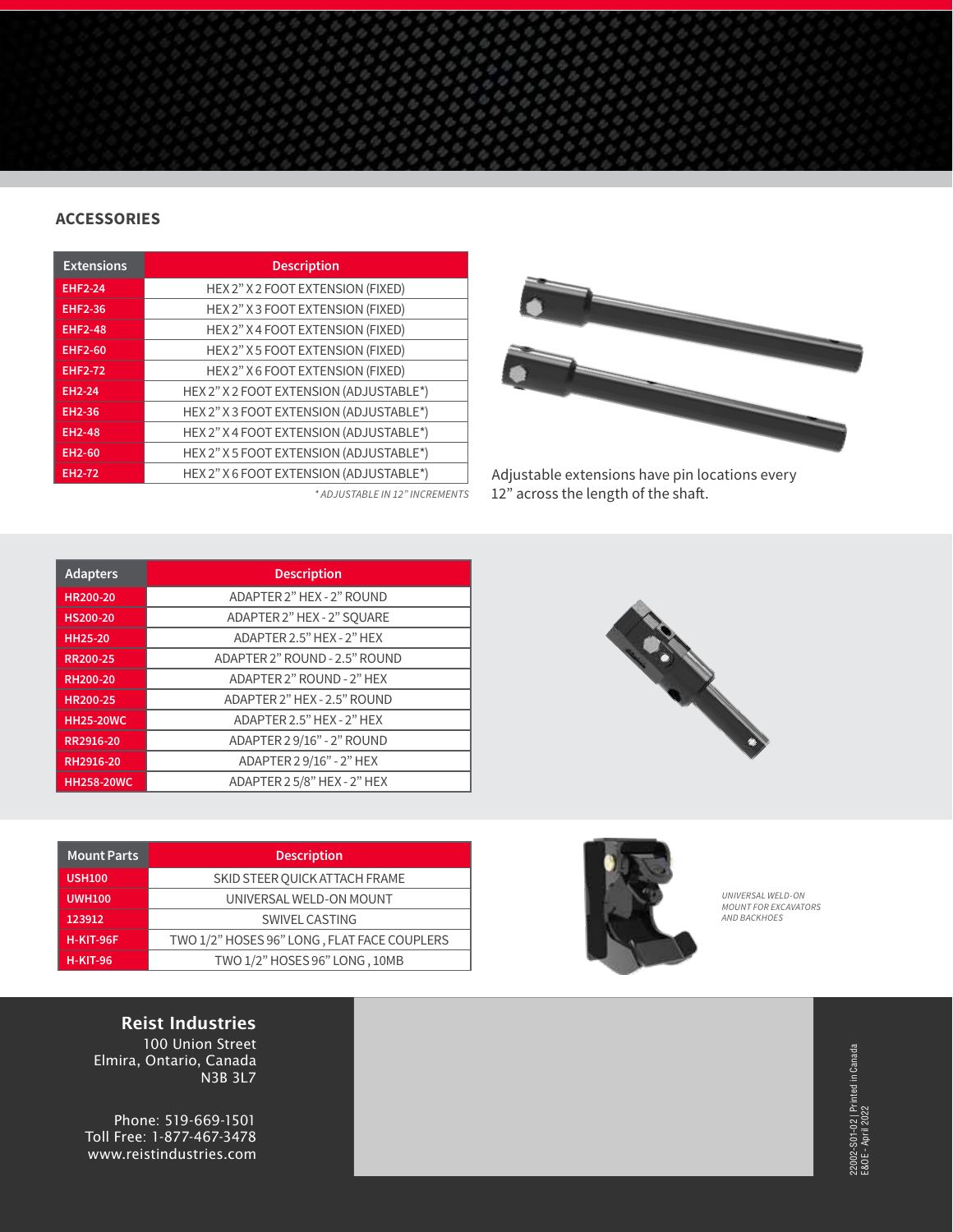## ACCESSORIES

| Extensions | Description |
|---|---|
| EHF2-24 | HEX 2" X 2 FOOT EXTENSION (FIXED) |
| EHF2-36 | HEX 2" X 3 FOOT EXTENSION (FIXED) |
| EHF2-48 | HEX 2" X 4 FOOT EXTENSION (FIXED) |
| EHF2-60 | HEX 2" X 5 FOOT EXTENSION (FIXED) |
| EHF2-72 | HEX 2" X 6 FOOT EXTENSION (FIXED) |
| EH2-24 | HEX 2" X 2 FOOT EXTENSION (ADJUSTABLE*) |
| EH2-36 | HEX 2" X 3 FOOT EXTENSION (ADJUSTABLE*) |
| EH2-48 | HEX 2" X 4 FOOT EXTENSION (ADJUSTABLE*) |
| EH2-60 | HEX 2" X 5 FOOT EXTENSION (ADJUSTABLE*) |
| EH2-72 | HEX 2" X 6 FOOT EXTENSION (ADJUSTABLE*) |

*\* ADJUSTABLE IN 12" INCREMENTS*

Adjustable extensions have pin locations every 12" across the length of the shaft.

| Adapters | Description |
|---|---|
| HR200-20 | ADAPTER 2" HEX - 2" ROUND |
| HS200-20 | ADAPTER 2" HEX - 2" SQUARE |
| HH25-20 | ADAPTER 2.5" HEX - 2" HEX |
| RR200-25 | ADAPTER 2" ROUND - 2.5" ROUND |
| RH200-20 | ADAPTER 2" ROUND - 2" HEX |
| HR200-25 | ADAPTER 2" HEX - 2.5" ROUND |
| HH25-20WC | ADAPTER 2.5" HEX - 2" HEX |
| RR2916-20 | ADAPTER 2 9/16" - 2" ROUND |
| RH2916-20 | ADAPTER 2 9/16" - 2" HEX |
| HH258-20WC | ADAPTER 2 5/8" HEX - 2" HEX |

| Mount Parts | Description |
|---|---|
| USH100 | SKID STEER QUICK ATTACH FRAME |
| UWH100 | UNIVERSAL WELD-ON MOUNT |
| 123912 | SWIVEL CASTING |
| H-KIT-96F | TWO 1/2" HOSES 96" LONG , FLAT FACE COUPLERS |
| H-KIT-96 | TWO 1/2" HOSES 96" LONG , 10MB |

*UNIVERSAL WELD-ON MOUNT FOR EXCAVATORS AND BACKHOES*

**Reist Industries**
100 Union Street
Elmira, Ontario, Canada
N3B 3L7

Phone: 519-669-1501
Toll Free: 1-877-467-3478
www.reistindustries.com

22002-S01-02 | Printed in Canada
E&OE - April 2022